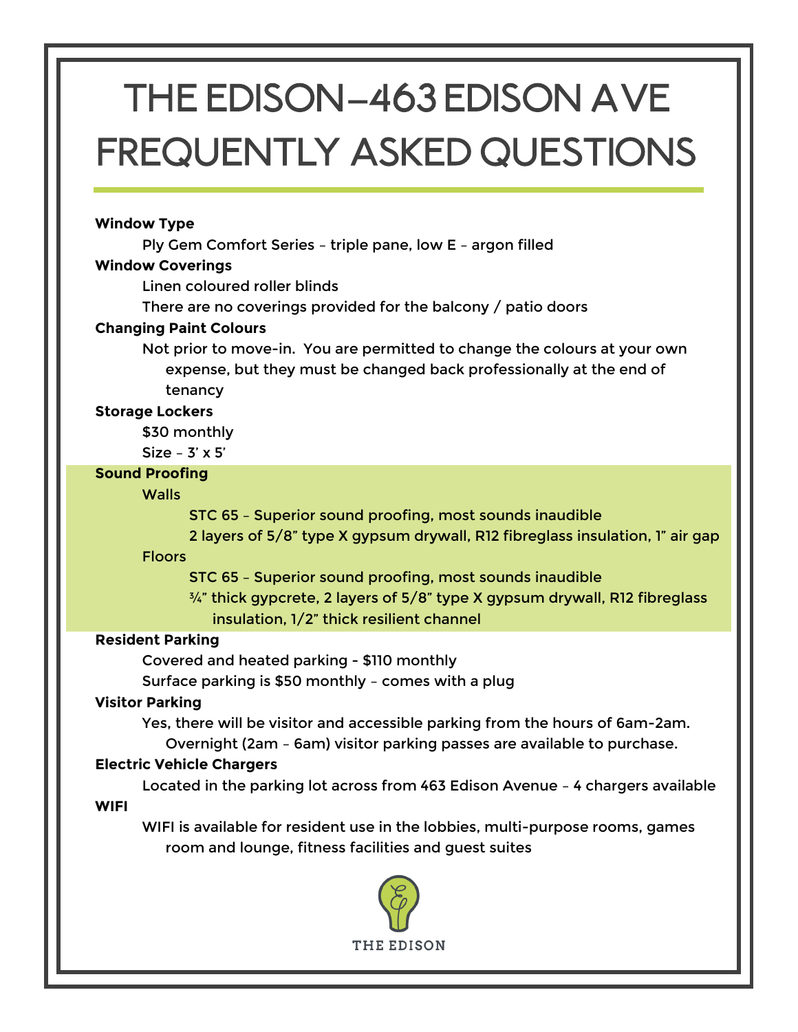# THE EDISON–463 EDISON AVE FREQUENTLY ASKED QUESTIONS

**Window Type**

Ply Gem Comfort Series – triple pane, low E – argon filled

**Window Coverings**

Linen coloured roller blinds

There are no coverings provided for the balcony / patio doors

**Changing Paint Colours**

Not prior to move-in. You are permitted to change the colours at your own expense, but they must be changed back professionally at the end of tenancy

**Storage Lockers**

$30 monthly

Size – 3' x 5'

**Sound Proofing**

Walls

- STC 65 – Superior sound proofing, most sounds inaudible
- 2 layers of 5/8" type X gypsum drywall, R12 fibreglass insulation, 1" air gap

Floors

- STC 65 – Superior sound proofing, most sounds inaudible
- ¾" thick gypcrete, 2 layers of 5/8" type X gypsum drywall, R12 fibreglass insulation, 1/2" thick resilient channel

**Resident Parking**

Covered and heated parking - $110 monthly

Surface parking is $50 monthly – comes with a plug

**Visitor Parking**

Yes, there will be visitor and accessible parking from the hours of 6am-2am. Overnight (2am – 6am) visitor parking passes are available to purchase.

**Electric Vehicle Chargers**

Located in the parking lot across from 463 Edison Avenue – 4 chargers available

**WIFI**

WIFI is available for resident use in the lobbies, multi-purpose rooms, games room and lounge, fitness facilities and guest suites

THE EDISON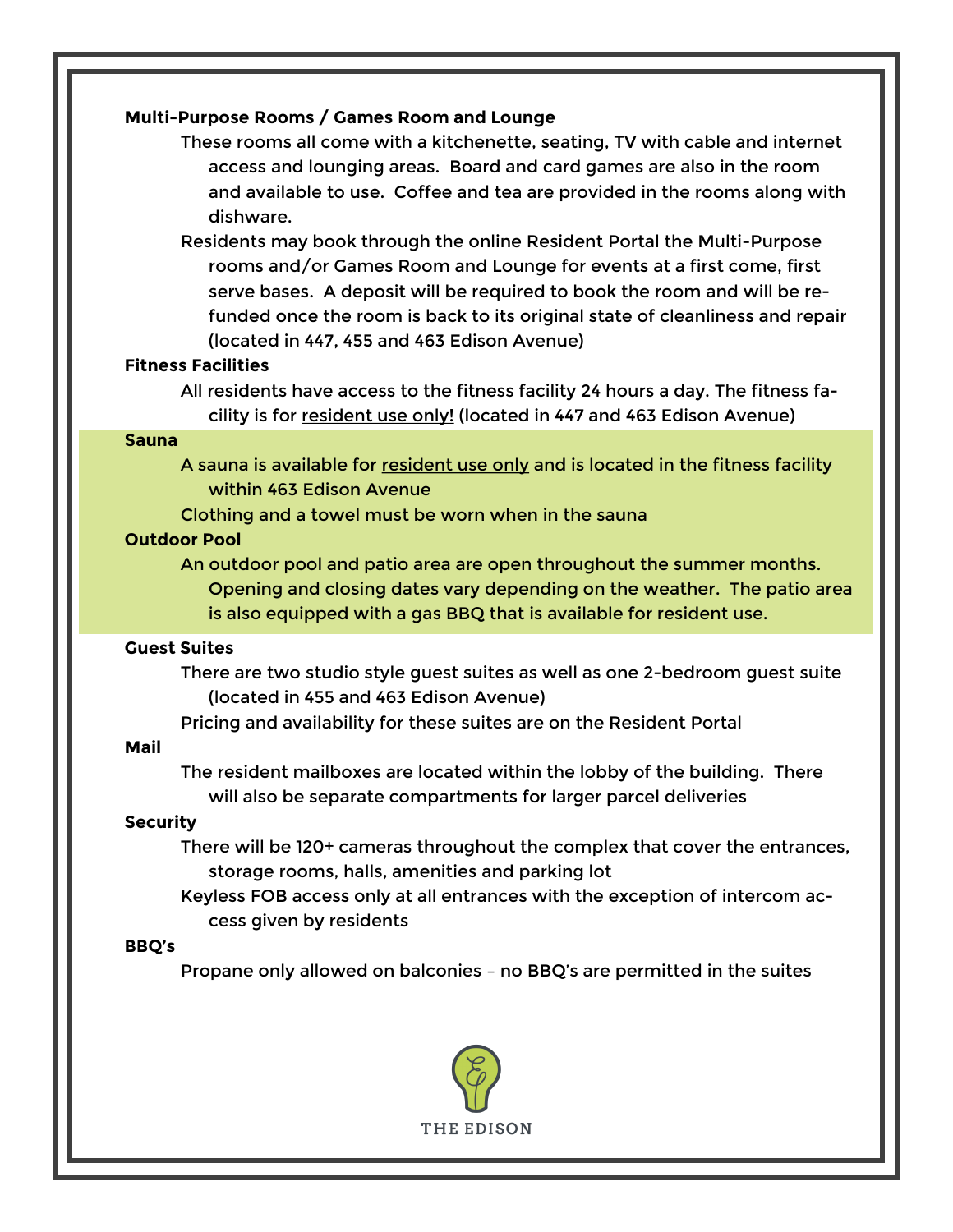**Multi-Purpose Rooms / Games Room and Lounge**

These rooms all come with a kitchenette, seating, TV with cable and internet access and lounging areas. Board and card games are also in the room and available to use. Coffee and tea are provided in the rooms along with dishware.

Residents may book through the online Resident Portal the Multi-Purpose rooms and/or Games Room and Lounge for events at a first come, first serve bases. A deposit will be required to book the room and will be refunded once the room is back to its original state of cleanliness and repair (located in 447, 455 and 463 Edison Avenue)

**Fitness Facilities**

All residents have access to the fitness facility 24 hours a day. The fitness facility is for <u>resident use only!</u> (located in 447 and 463 Edison Avenue)

**Sauna**

A sauna is available for <u>resident use only</u> and is located in the fitness facility within 463 Edison Avenue

Clothing and a towel must be worn when in the sauna

**Outdoor Pool**

An outdoor pool and patio area are open throughout the summer months. Opening and closing dates vary depending on the weather. The patio area is also equipped with a gas BBQ that is available for resident use.

**Guest Suites**

There are two studio style guest suites as well as one 2-bedroom guest suite (located in 455 and 463 Edison Avenue)

Pricing and availability for these suites are on the Resident Portal

**Mail**

The resident mailboxes are located within the lobby of the building. There will also be separate compartments for larger parcel deliveries

**Security**

There will be 120+ cameras throughout the complex that cover the entrances, storage rooms, halls, amenities and parking lot

Keyless FOB access only at all entrances with the exception of intercom access given by residents

**BBQ's**

Propane only allowed on balconies – no BBQ's are permitted in the suites

THE EDISON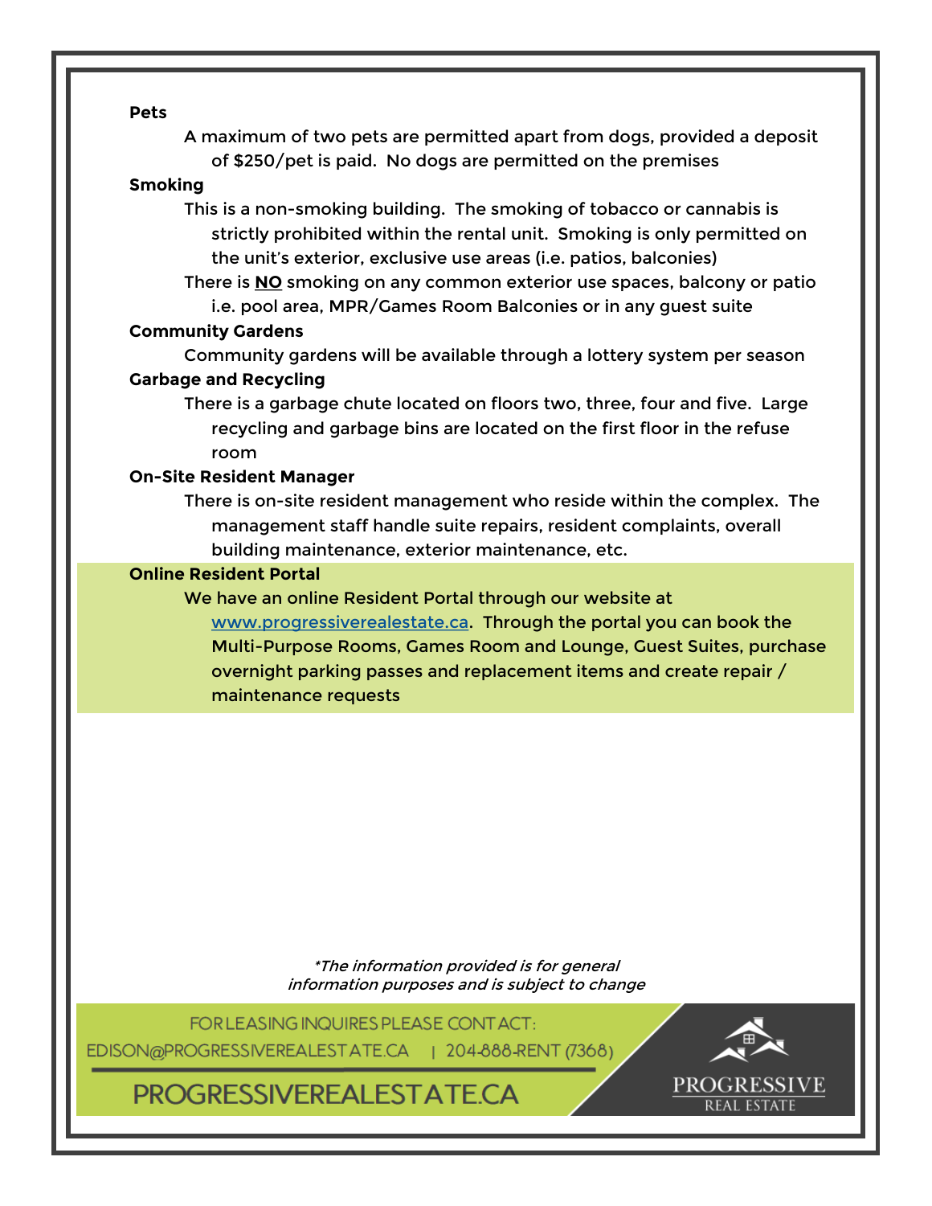**Pets**

A maximum of two pets are permitted apart from dogs, provided a deposit of $250/pet is paid. No dogs are permitted on the premises

**Smoking**

This is a non-smoking building. The smoking of tobacco or cannabis is strictly prohibited within the rental unit. Smoking is only permitted on the unit's exterior, exclusive use areas (i.e. patios, balconies)

There is **<u>NO</u>** smoking on any common exterior use spaces, balcony or patio i.e. pool area, MPR/Games Room Balconies or in any guest suite

**Community Gardens**

Community gardens will be available through a lottery system per season

**Garbage and Recycling**

There is a garbage chute located on floors two, three, four and five. Large recycling and garbage bins are located on the first floor in the refuse room

**On-Site Resident Manager**

There is on-site resident management who reside within the complex. The management staff handle suite repairs, resident complaints, overall building maintenance, exterior maintenance, etc.

**Online Resident Portal**

We have an online Resident Portal through our website at [www.progressiverealestate.ca](http://www.progressiverealestate.ca). Through the portal you can book the Multi-Purpose Rooms, Games Room and Lounge, Guest Suites, purchase overnight parking passes and replacement items and create repair / maintenance requests

*\*The information provided is for general information purposes and is subject to change*

FOR LEASING INQUIRES PLEASE CONTACT:

EDISON@PROGRESSIVEREALESTATE.CA | 204-888-RENT (7368)

PROGRESSIVEREALESTATE.CA

PROGRESSIVE REAL ESTATE